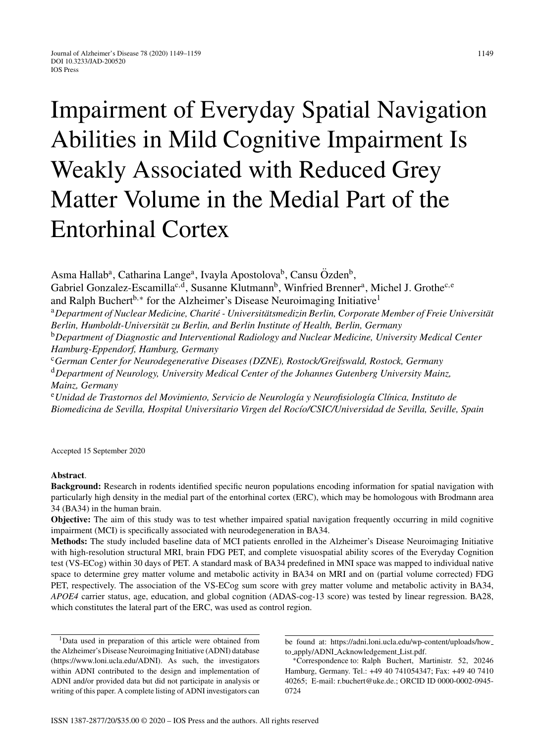# Impairment of Everyday Spatial Navigation Abilities in Mild Cognitive Impairment Is Weakly Associated with Reduced Grey Matter Volume in the Medial Part of the Entorhinal Cortex

Asma Hallab[a], Catharina Lange[a], Ivayla Apostolova[b], Cansu Özden[b], Gabriel Gonzalez-Escamilla[c,d], Susanne Klutmann[b], Winfried Brenner[a], Michel J. Grothe[c,e] and Ralph Buchert[b,*] for the Alzheimer's Disease Neuroimaging Initiative[1]

[a] *Department of Nuclear Medicine, Charité - Universitätsmedizin Berlin, Corporate Member of Freie Universität Berlin, Humboldt-Universität zu Berlin, and Berlin Institute of Health, Berlin, Germany*

[b] *Department of Diagnostic and Interventional Radiology and Nuclear Medicine, University Medical Center Hamburg-Eppendorf, Hamburg, Germany*

[c] *German Center for Neurodegenerative Diseases (DZNE), Rostock/Greifswald, Rostock, Germany*

[d] *Department of Neurology, University Medical Center of the Johannes Gutenberg University Mainz, Mainz, Germany*

[e] *Unidad de Trastornos del Movimiento, Servicio de Neurología y Neurofisiología Clínica, Instituto de Biomedicina de Sevilla, Hospital Universitario Virgen del Rocío/CSIC/Universidad de Sevilla, Seville, Spain*

Accepted 15 September 2020

**Abstract**.

**Background:** Research in rodents identified specific neuron populations encoding information for spatial navigation with particularly high density in the medial part of the entorhinal cortex (ERC), which may be homologous with Brodmann area 34 (BA34) in the human brain.

**Objective:** The aim of this study was to test whether impaired spatial navigation frequently occurring in mild cognitive impairment (MCI) is specifically associated with neurodegeneration in BA34.

**Methods:** The study included baseline data of MCI patients enrolled in the Alzheimer's Disease Neuroimaging Initiative with high-resolution structural MRI, brain FDG PET, and complete visuospatial ability scores of the Everyday Cognition test (VS-ECog) within 30 days of PET. A standard mask of BA34 predefined in MNI space was mapped to individual native space to determine grey matter volume and metabolic activity in BA34 on MRI and on (partial volume corrected) FDG PET, respectively. The association of the VS-ECog sum score with grey matter volume and metabolic activity in BA34, *APOE4* carrier status, age, education, and global cognition (ADAS-cog-13 score) was tested by linear regression. BA28, which constitutes the lateral part of the ERC, was used as control region.

---

[1] Data used in preparation of this article were obtained from the Alzheimer's Disease Neuroimaging Initiative (ADNI) database (https://www.loni.ucla.edu/ADNI). As such, the investigators within ADNI contributed to the design and implementation of ADNI and/or provided data but did not participate in analysis or writing of this paper. A complete listing of ADNI investigators can be found at: https://adni.loni.ucla.edu/wp-content/uploads/how_to_apply/ADNI_Acknowledgement_List.pdf.

*Correspondence to: Ralph Buchert, Martinistr. 52, 20246 Hamburg, Germany. Tel.: +49 40 741054347; Fax: +49 40 7410 40265; E-mail: r.buchert@uke.de.; ORCID ID 0000-0002-0945-0724

ISSN 1387-2877/20/$35.00 © 2020 – IOS Press and the authors. All rights reserved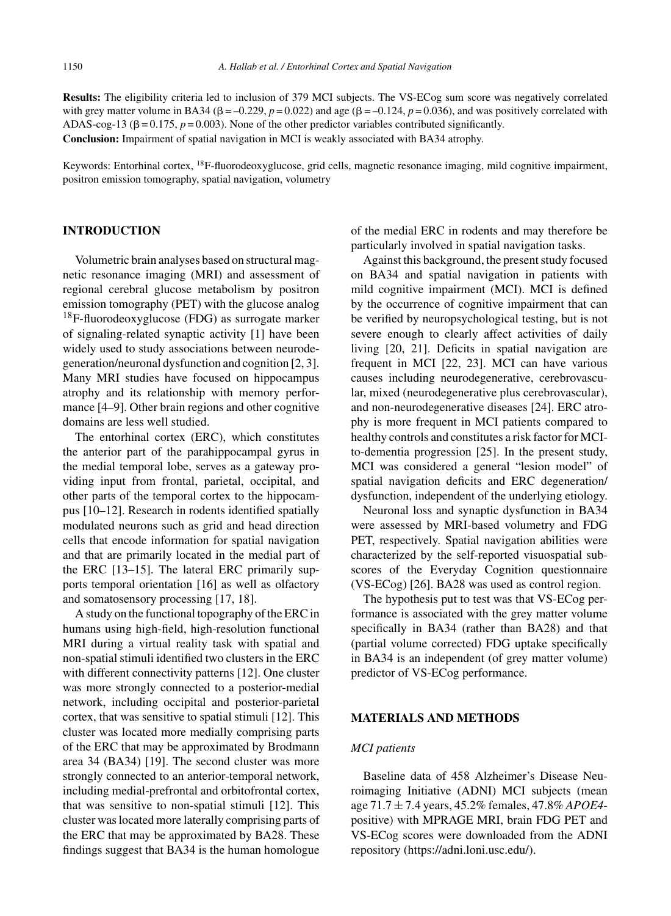**Results:** The eligibility criteria led to inclusion of 379 MCI subjects. The VS-ECog sum score was negatively correlated with grey matter volume in BA34 ($\beta = -0.229$, $p = 0.022$) and age ($\beta = -0.124$, $p = 0.036$), and was positively correlated with ADAS-cog-13 ($\beta = 0.175$, $p = 0.003$). None of the other predictor variables contributed significantly.

**Conclusion:** Impairment of spatial navigation in MCI is weakly associated with BA34 atrophy.

Keywords: Entorhinal cortex, $^{18}$F-fluorodeoxyglucose, grid cells, magnetic resonance imaging, mild cognitive impairment, positron emission tomography, spatial navigation, volumetry

## INTRODUCTION

Volumetric brain analyses based on structural magnetic resonance imaging (MRI) and assessment of regional cerebral glucose metabolism by positron emission tomography (PET) with the glucose analog $^{18}$F-fluorodeoxyglucose (FDG) as surrogate marker of signaling-related synaptic activity [1] have been widely used to study associations between neurodegeneration/neuronal dysfunction and cognition [2, 3]. Many MRI studies have focused on hippocampus atrophy and its relationship with memory performance [4–9]. Other brain regions and other cognitive domains are less well studied.

The entorhinal cortex (ERC), which constitutes the anterior part of the parahippocampal gyrus in the medial temporal lobe, serves as a gateway providing input from frontal, parietal, occipital, and other parts of the temporal cortex to the hippocampus [10–12]. Research in rodents identified spatially modulated neurons such as grid and head direction cells that encode information for spatial navigation and that are primarily located in the medial part of the ERC [13–15]. The lateral ERC primarily supports temporal orientation [16] as well as olfactory and somatosensory processing [17, 18].

A study on the functional topography of the ERC in humans using high-field, high-resolution functional MRI during a virtual reality task with spatial and non-spatial stimuli identified two clusters in the ERC with different connectivity patterns [12]. One cluster was more strongly connected to a posterior-medial network, including occipital and posterior-parietal cortex, that was sensitive to spatial stimuli [12]. This cluster was located more medially comprising parts of the ERC that may be approximated by Brodmann area 34 (BA34) [19]. The second cluster was more strongly connected to an anterior-temporal network, including medial-prefrontal and orbitofrontal cortex, that was sensitive to non-spatial stimuli [12]. This cluster was located more laterally comprising parts of the ERC that may be approximated by BA28. These findings suggest that BA34 is the human homologue of the medial ERC in rodents and may therefore be particularly involved in spatial navigation tasks.

Against this background, the present study focused on BA34 and spatial navigation in patients with mild cognitive impairment (MCI). MCI is defined by the occurrence of cognitive impairment that can be verified by neuropsychological testing, but is not severe enough to clearly affect activities of daily living [20, 21]. Deficits in spatial navigation are frequent in MCI [22, 23]. MCI can have various causes including neurodegenerative, cerebrovascular, mixed (neurodegenerative plus cerebrovascular), and non-neurodegenerative diseases [24]. ERC atrophy is more frequent in MCI patients compared to healthy controls and constitutes a risk factor for MCI-to-dementia progression [25]. In the present study, MCI was considered a general "lesion model" of spatial navigation deficits and ERC degeneration/dysfunction, independent of the underlying etiology.

Neuronal loss and synaptic dysfunction in BA34 were assessed by MRI-based volumetry and FDG PET, respectively. Spatial navigation abilities were characterized by the self-reported visuospatial subscores of the Everyday Cognition questionnaire (VS-ECog) [26]. BA28 was used as control region.

The hypothesis put to test was that VS-ECog performance is associated with the grey matter volume specifically in BA34 (rather than BA28) and that (partial volume corrected) FDG uptake specifically in BA34 is an independent (of grey matter volume) predictor of VS-ECog performance.

## MATERIALS AND METHODS

### *MCI patients*

Baseline data of 458 Alzheimer's Disease Neuroimaging Initiative (ADNI) MCI subjects (mean age $71.7 \pm 7.4$ years, 45.2% females, 47.8% *APOE4*-positive) with MPRAGE MRI, brain FDG PET and VS-ECog scores were downloaded from the ADNI repository (https://adni.loni.usc.edu/).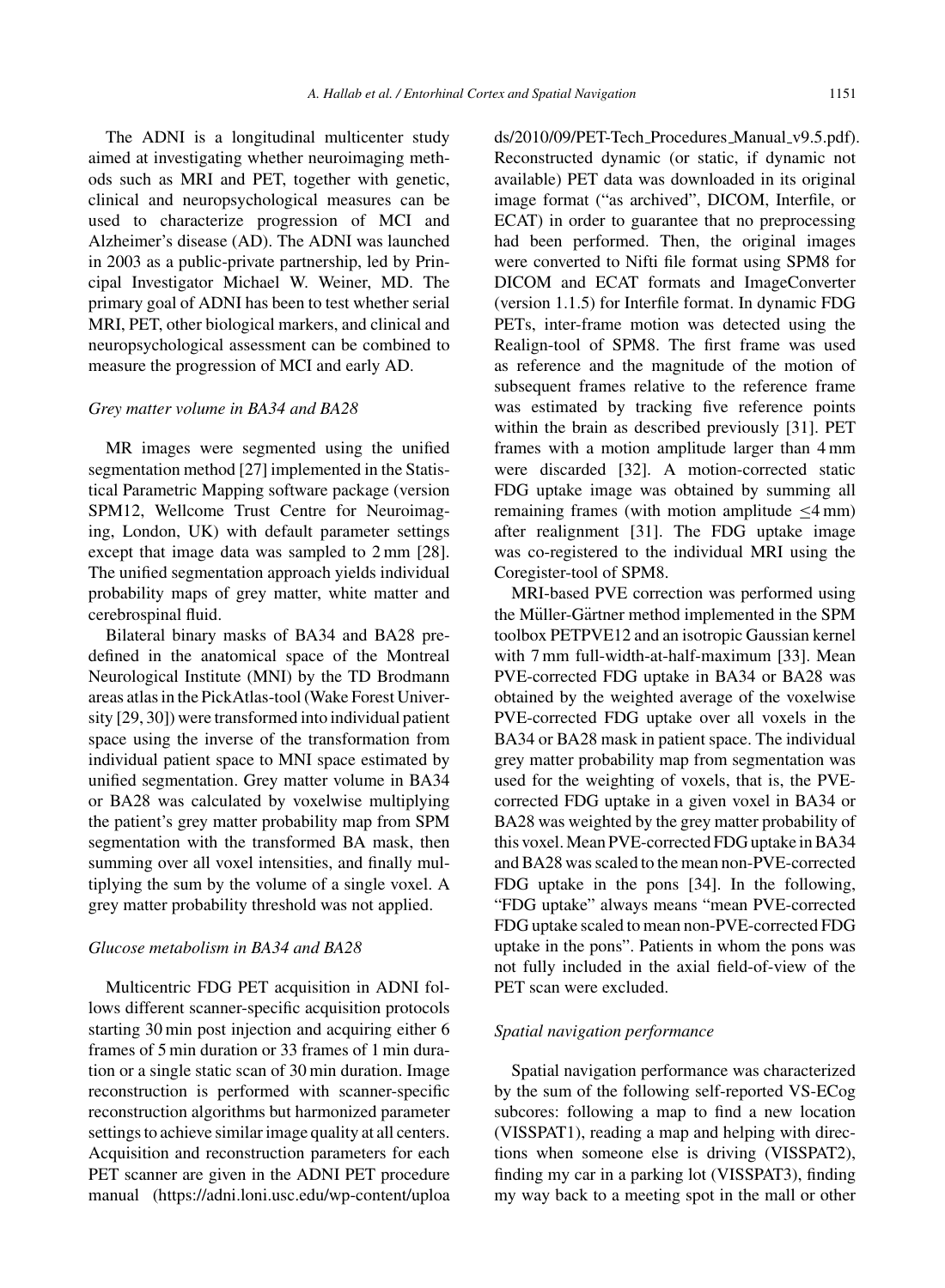The ADNI is a longitudinal multicenter study aimed at investigating whether neuroimaging methods such as MRI and PET, together with genetic, clinical and neuropsychological measures can be used to characterize progression of MCI and Alzheimer's disease (AD). The ADNI was launched in 2003 as a public-private partnership, led by Principal Investigator Michael W. Weiner, MD. The primary goal of ADNI has been to test whether serial MRI, PET, other biological markers, and clinical and neuropsychological assessment can be combined to measure the progression of MCI and early AD.

### *Grey matter volume in BA34 and BA28*

MR images were segmented using the unified segmentation method [27] implemented in the Statistical Parametric Mapping software package (version SPM12, Wellcome Trust Centre for Neuroimaging, London, UK) with default parameter settings except that image data was sampled to 2 mm [28]. The unified segmentation approach yields individual probability maps of grey matter, white matter and cerebrospinal fluid.

Bilateral binary masks of BA34 and BA28 predefined in the anatomical space of the Montreal Neurological Institute (MNI) by the TD Brodmann areas atlas in the PickAtlas-tool (Wake Forest University [29, 30]) were transformed into individual patient space using the inverse of the transformation from individual patient space to MNI space estimated by unified segmentation. Grey matter volume in BA34 or BA28 was calculated by voxelwise multiplying the patient's grey matter probability map from SPM segmentation with the transformed BA mask, then summing over all voxel intensities, and finally multiplying the sum by the volume of a single voxel. A grey matter probability threshold was not applied.

### *Glucose metabolism in BA34 and BA28*

Multicentric FDG PET acquisition in ADNI follows different scanner-specific acquisition protocols starting 30 min post injection and acquiring either 6 frames of 5 min duration or 33 frames of 1 min duration or a single static scan of 30 min duration. Image reconstruction is performed with scanner-specific reconstruction algorithms but harmonized parameter settings to achieve similar image quality at all centers. Acquisition and reconstruction parameters for each PET scanner are given in the ADNI PET procedure manual (https://adni.loni.usc.edu/wp-content/uploads/2010/09/PET-Tech_Procedures_Manual_v9.5.pdf). Reconstructed dynamic (or static, if dynamic not available) PET data was downloaded in its original image format ("as archived", DICOM, Interfile, or ECAT) in order to guarantee that no preprocessing had been performed. Then, the original images were converted to Nifti file format using SPM8 for DICOM and ECAT formats and ImageConverter (version 1.1.5) for Interfile format. In dynamic FDG PETs, inter-frame motion was detected using the Realign-tool of SPM8. The first frame was used as reference and the magnitude of the motion of subsequent frames relative to the reference frame was estimated by tracking five reference points within the brain as described previously [31]. PET frames with a motion amplitude larger than 4 mm were discarded [32]. A motion-corrected static FDG uptake image was obtained by summing all remaining frames (with motion amplitude $\leq$4 mm) after realignment [31]. The FDG uptake image was co-registered to the individual MRI using the Coregister-tool of SPM8.

MRI-based PVE correction was performed using the Müller-Gärtner method implemented in the SPM toolbox PETPVE12 and an isotropic Gaussian kernel with 7 mm full-width-at-half-maximum [33]. Mean PVE-corrected FDG uptake in BA34 or BA28 was obtained by the weighted average of the voxelwise PVE-corrected FDG uptake over all voxels in the BA34 or BA28 mask in patient space. The individual grey matter probability map from segmentation was used for the weighting of voxels, that is, the PVE-corrected FDG uptake in a given voxel in BA34 or BA28 was weighted by the grey matter probability of this voxel. Mean PVE-corrected FDG uptake in BA34 and BA28 was scaled to the mean non-PVE-corrected FDG uptake in the pons [34]. In the following, "FDG uptake" always means "mean PVE-corrected FDG uptake scaled to mean non-PVE-corrected FDG uptake in the pons". Patients in whom the pons was not fully included in the axial field-of-view of the PET scan were excluded.

### *Spatial navigation performance*

Spatial navigation performance was characterized by the sum of the following self-reported VS-ECog subcores: following a map to find a new location (VISSPAT1), reading a map and helping with directions when someone else is driving (VISSPAT2), finding my car in a parking lot (VISSPAT3), finding my way back to a meeting spot in the mall or other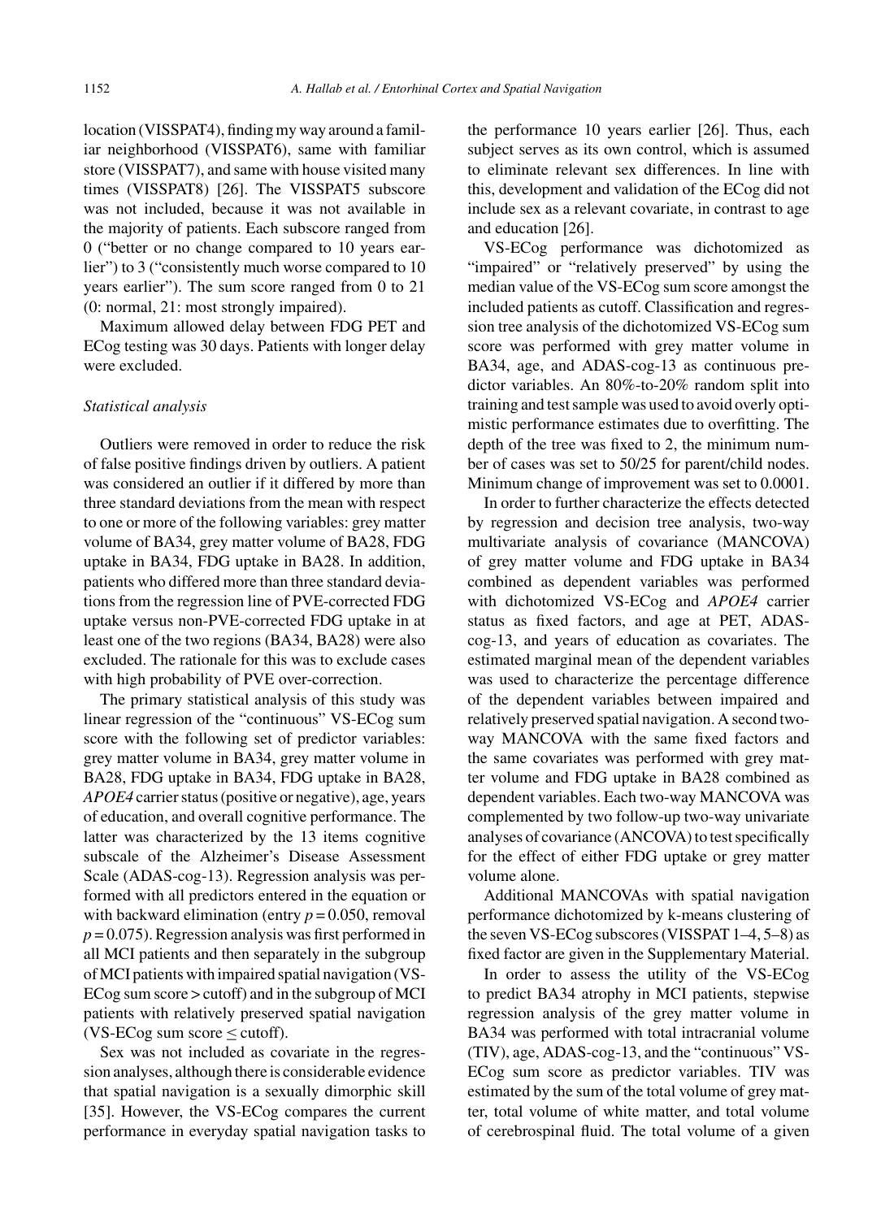location (VISSPAT4), finding my way around a familiar neighborhood (VISSPAT6), same with familiar store (VISSPAT7), and same with house visited many times (VISSPAT8) [26]. The VISSPAT5 subscore was not included, because it was not available in the majority of patients. Each subscore ranged from 0 ("better or no change compared to 10 years earlier") to 3 ("consistently much worse compared to 10 years earlier"). The sum score ranged from 0 to 21 (0: normal, 21: most strongly impaired).

Maximum allowed delay between FDG PET and ECog testing was 30 days. Patients with longer delay were excluded.

### *Statistical analysis*

Outliers were removed in order to reduce the risk of false positive findings driven by outliers. A patient was considered an outlier if it differed by more than three standard deviations from the mean with respect to one or more of the following variables: grey matter volume of BA34, grey matter volume of BA28, FDG uptake in BA34, FDG uptake in BA28. In addition, patients who differed more than three standard deviations from the regression line of PVE-corrected FDG uptake versus non-PVE-corrected FDG uptake in at least one of the two regions (BA34, BA28) were also excluded. The rationale for this was to exclude cases with high probability of PVE over-correction.

The primary statistical analysis of this study was linear regression of the "continuous" VS-ECog sum score with the following set of predictor variables: grey matter volume in BA34, grey matter volume in BA28, FDG uptake in BA34, FDG uptake in BA28, *APOE4* carrier status (positive or negative), age, years of education, and overall cognitive performance. The latter was characterized by the 13 items cognitive subscale of the Alzheimer's Disease Assessment Scale (ADAS-cog-13). Regression analysis was performed with all predictors entered in the equation or with backward elimination (entry $p = 0.050$, removal $p = 0.075$). Regression analysis was first performed in all MCI patients and then separately in the subgroup of MCI patients with impaired spatial navigation (VS-ECog sum score > cutoff) and in the subgroup of MCI patients with relatively preserved spatial navigation (VS-ECog sum score ≤ cutoff).

Sex was not included as covariate in the regression analyses, although there is considerable evidence that spatial navigation is a sexually dimorphic skill [35]. However, the VS-ECog compares the current performance in everyday spatial navigation tasks to the performance 10 years earlier [26]. Thus, each subject serves as its own control, which is assumed to eliminate relevant sex differences. In line with this, development and validation of the ECog did not include sex as a relevant covariate, in contrast to age and education [26].

VS-ECog performance was dichotomized as "impaired" or "relatively preserved" by using the median value of the VS-ECog sum score amongst the included patients as cutoff. Classification and regression tree analysis of the dichotomized VS-ECog sum score was performed with grey matter volume in BA34, age, and ADAS-cog-13 as continuous predictor variables. An 80%-to-20% random split into training and test sample was used to avoid overly optimistic performance estimates due to overfitting. The depth of the tree was fixed to 2, the minimum number of cases was set to 50/25 for parent/child nodes. Minimum change of improvement was set to 0.0001.

In order to further characterize the effects detected by regression and decision tree analysis, two-way multivariate analysis of covariance (MANCOVA) of grey matter volume and FDG uptake in BA34 combined as dependent variables was performed with dichotomized VS-ECog and *APOE4* carrier status as fixed factors, and age at PET, ADAS-cog-13, and years of education as covariates. The estimated marginal mean of the dependent variables was used to characterize the percentage difference of the dependent variables between impaired and relatively preserved spatial navigation. A second two-way MANCOVA with the same fixed factors and the same covariates was performed with grey matter volume and FDG uptake in BA28 combined as dependent variables. Each two-way MANCOVA was complemented by two follow-up two-way univariate analyses of covariance (ANCOVA) to test specifically for the effect of either FDG uptake or grey matter volume alone.

Additional MANCOVAs with spatial navigation performance dichotomized by k-means clustering of the seven VS-ECog subscores (VISSPAT 1–4, 5–8) as fixed factor are given in the Supplementary Material.

In order to assess the utility of the VS-ECog to predict BA34 atrophy in MCI patients, stepwise regression analysis of the grey matter volume in BA34 was performed with total intracranial volume (TIV), age, ADAS-cog-13, and the "continuous" VS-ECog sum score as predictor variables. TIV was estimated by the sum of the total volume of grey matter, total volume of white matter, and total volume of cerebrospinal fluid. The total volume of a given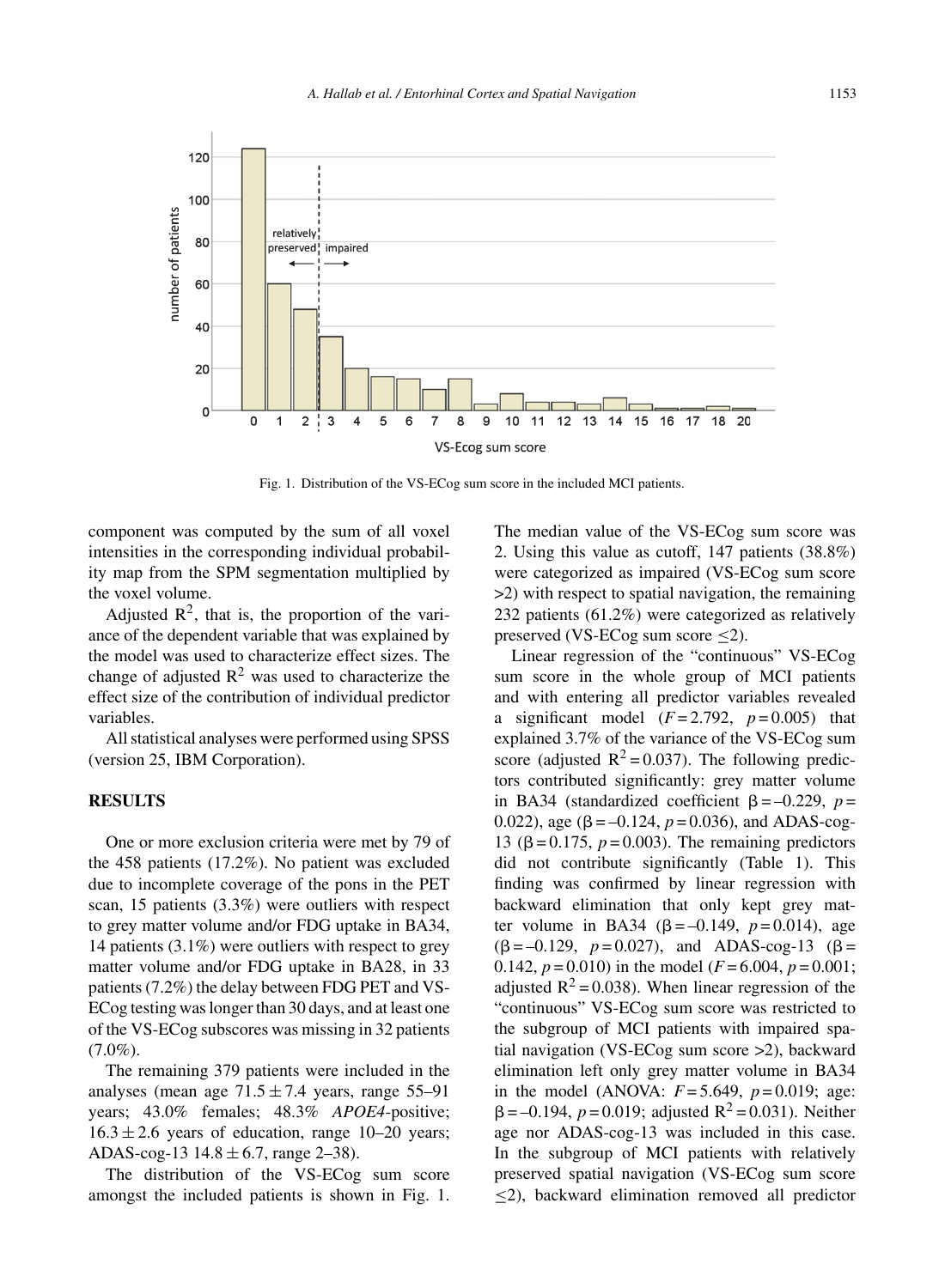Fig. 1. Distribution of the VS-ECog sum score in the included MCI patients.

component was computed by the sum of all voxel intensities in the corresponding individual probability map from the SPM segmentation multiplied by the voxel volume.

Adjusted $R^2$, that is, the proportion of the variance of the dependent variable that was explained by the model was used to characterize effect sizes. The change of adjusted $R^2$ was used to characterize the effect size of the contribution of individual predictor variables.

All statistical analyses were performed using SPSS (version 25, IBM Corporation).

## RESULTS

One or more exclusion criteria were met by 79 of the 458 patients (17.2%). No patient was excluded due to incomplete coverage of the pons in the PET scan, 15 patients (3.3%) were outliers with respect to grey matter volume and/or FDG uptake in BA34, 14 patients (3.1%) were outliers with respect to grey matter volume and/or FDG uptake in BA28, in 33 patients (7.2%) the delay between FDG PET and VS-ECog testing was longer than 30 days, and at least one of the VS-ECog subscores was missing in 32 patients (7.0%).

The remaining 379 patients were included in the analyses (mean age 71.5 ± 7.4 years, range 55–91 years; 43.0% females; 48.3% *APOE4*-positive; 16.3 ± 2.6 years of education, range 10–20 years; ADAS-cog-13 14.8 ± 6.7, range 2–38).

The distribution of the VS-ECog sum score amongst the included patients is shown in Fig. 1. The median value of the VS-ECog sum score was 2. Using this value as cutoff, 147 patients (38.8%) were categorized as impaired (VS-ECog sum score >2) with respect to spatial navigation, the remaining 232 patients (61.2%) were categorized as relatively preserved (VS-ECog sum score ≤2).

Linear regression of the "continuous" VS-ECog sum score in the whole group of MCI patients and with entering all predictor variables revealed a significant model ($F = 2.792$, $p = 0.005$) that explained 3.7% of the variance of the VS-ECog sum score (adjusted $R^2 = 0.037$). The following predictors contributed significantly: grey matter volume in BA34 (standardized coefficient $\beta = –0.229$, $p = 0.022$), age ($\beta = –0.124$, $p = 0.036$), and ADAS-cog-13 ($\beta = 0.175$, $p = 0.003$). The remaining predictors did not contribute significantly (Table 1). This finding was confirmed by linear regression with backward elimination that only kept grey matter volume in BA34 ($\beta = –0.149$, $p = 0.014$), age ($\beta = –0.129$, $p = 0.027$), and ADAS-cog-13 ($\beta = 0.142$, $p = 0.010$) in the model ($F = 6.004$, $p = 0.001$; adjusted $R^2 = 0.038$). When linear regression of the "continuous" VS-ECog sum score was restricted to the subgroup of MCI patients with impaired spatial navigation (VS-ECog sum score >2), backward elimination left only grey matter volume in BA34 in the model (ANOVA: $F = 5.649$, $p = 0.019$; age: $\beta = –0.194$, $p = 0.019$; adjusted $R^2 = 0.031$). Neither age nor ADAS-cog-13 was included in this case. In the subgroup of MCI patients with relatively preserved spatial navigation (VS-ECog sum score ≤2), backward elimination removed all predictor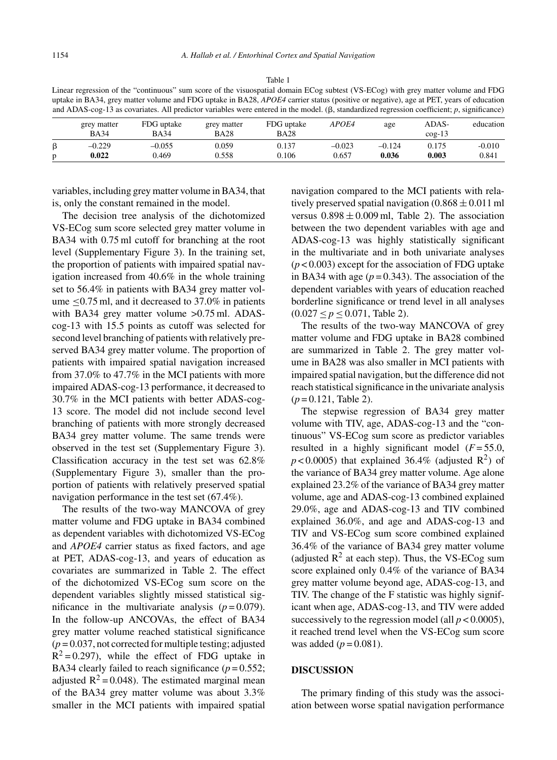Table 1

Linear regression of the "continuous" sum score of the visuospatial domain ECog subtest (VS-ECog) with grey matter volume and FDG uptake in BA34, grey matter volume and FDG uptake in BA28, *APOE4* carrier status (positive or negative), age at PET, years of education and ADAS-cog-13 as covariates. All predictor variables were entered in the model. (β, standardized regression coefficient; *p*, significance)

| | grey matter BA34 | FDG uptake BA34 | grey matter BA28 | FDG uptake BA28 | *APOE4* | age | ADAS-cog-13 | education |
|---|---|---|---|---|---|---|---|---|
| β | –0.229 | –0.055 | 0.059 | 0.137 | –0.023 | –0.124 | 0.175 | -0.010 |
| p | **0.022** | 0.469 | 0.558 | 0.106 | 0.657 | **0.036** | **0.003** | 0.841 |

variables, including grey matter volume in BA34, that is, only the constant remained in the model.

The decision tree analysis of the dichotomized VS-ECog sum score selected grey matter volume in BA34 with 0.75 ml cutoff for branching at the root level (Supplementary Figure 3). In the training set, the proportion of patients with impaired spatial navigation increased from 40.6% in the whole training set to 56.4% in patients with BA34 grey matter volume ≤0.75 ml, and it decreased to 37.0% in patients with BA34 grey matter volume >0.75 ml. ADAS-cog-13 with 15.5 points as cutoff was selected for second level branching of patients with relatively preserved BA34 grey matter volume. The proportion of patients with impaired spatial navigation increased from 37.0% to 47.7% in the MCI patients with more impaired ADAS-cog-13 performance, it decreased to 30.7% in the MCI patients with better ADAS-cog-13 score. The model did not include second level branching of patients with more strongly decreased BA34 grey matter volume. The same trends were observed in the test set (Supplementary Figure 3). Classification accuracy in the test set was 62.8% (Supplementary Figure 3), smaller than the proportion of patients with relatively preserved spatial navigation performance in the test set (67.4%).

The results of the two-way MANCOVA of grey matter volume and FDG uptake in BA34 combined as dependent variables with dichotomized VS-ECog and *APOE4* carrier status as fixed factors, and age at PET, ADAS-cog-13, and years of education as covariates are summarized in Table 2. The effect of the dichotomized VS-ECog sum score on the dependent variables slightly missed statistical significance in the multivariate analysis ($p = 0.079$). In the follow-up ANCOVAs, the effect of BA34 grey matter volume reached statistical significance ($p = 0.037$, not corrected for multiple testing; adjusted $R^2 = 0.297$), while the effect of FDG uptake in BA34 clearly failed to reach significance ($p = 0.552$; adjusted $R^2 = 0.048$). The estimated marginal mean of the BA34 grey matter volume was about 3.3% smaller in the MCI patients with impaired spatial navigation compared to the MCI patients with relatively preserved spatial navigation ($0.868 \pm 0.011$ ml versus $0.898 \pm 0.009$ ml, Table 2). The association between the two dependent variables with age and ADAS-cog-13 was highly statistically significant in the multivariate and in both univariate analyses ($p < 0.003$) except for the association of FDG uptake in BA34 with age ($p = 0.343$). The association of the dependent variables with years of education reached borderline significance or trend level in all analyses ($0.027 \le p \le 0.071$, Table 2).

The results of the two-way MANCOVA of grey matter volume and FDG uptake in BA28 combined are summarized in Table 2. The grey matter volume in BA28 was also smaller in MCI patients with impaired spatial navigation, but the difference did not reach statistical significance in the univariate analysis ($p = 0.121$, Table 2).

The stepwise regression of BA34 grey matter volume with TIV, age, ADAS-cog-13 and the "continuous" VS-ECog sum score as predictor variables resulted in a highly significant model ($F = 55.0$, $p < 0.0005$) that explained 36.4% (adjusted $R^2$) of the variance of BA34 grey matter volume. Age alone explained 23.2% of the variance of BA34 grey matter volume, age and ADAS-cog-13 combined explained 29.0%, age and ADAS-cog-13 and TIV combined explained 36.0%, and age and ADAS-cog-13 and TIV and VS-ECog sum score combined explained 36.4% of the variance of BA34 grey matter volume (adjusted $R^2$ at each step). Thus, the VS-ECog sum score explained only 0.4% of the variance of BA34 grey matter volume beyond age, ADAS-cog-13, and TIV. The change of the F statistic was highly significant when age, ADAS-cog-13, and TIV were added successively to the regression model (all $p < 0.0005$), it reached trend level when the VS-ECog sum score was added ($p = 0.081$).

## DISCUSSION

The primary finding of this study was the association between worse spatial navigation performance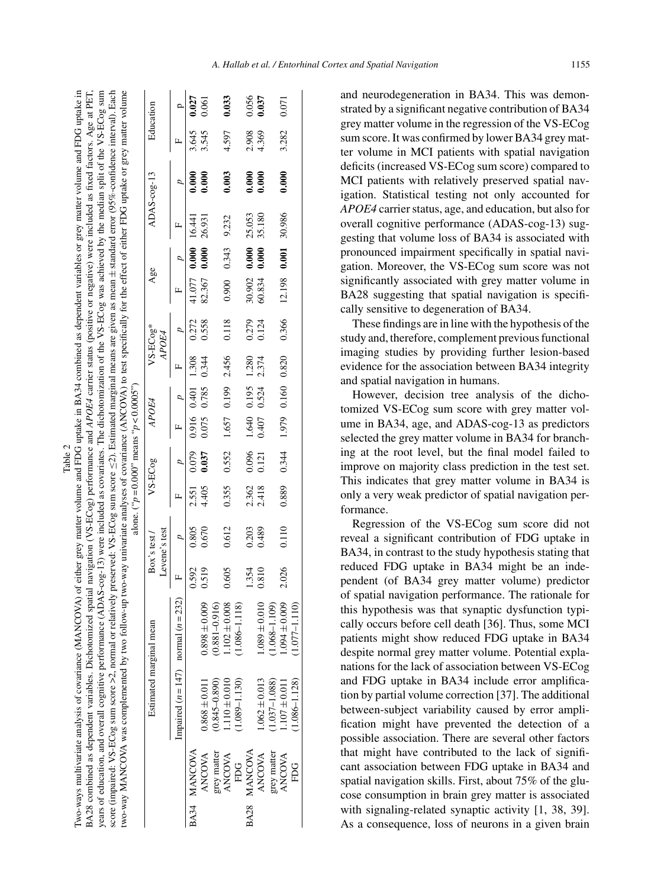Table 2

Two-ways multivariate analysis of covariance (MANCOVA) of either grey matter volume and FDG uptake in BA34 combined as dependent variables or grey matter volume and FDG uptake in BA28 combined as dependent variables. Dichotomized spatial navigation (VS-ECog) performance and *APOE4* carrier status (positive or negative) were included as fixed factors. Age at PET, years of education, and overall cognitive performance (ADAS-cog-13) were included as covariates. The dichotomization of the VS-ECog was achieved by the median split of the VS-ECog sum score (impaired: VS-ECog sum score >2, normal or relatively preserved: VS-ECog sum score ≤2). Estimated marginal means are given as mean ± standard error (95%-confidence interval). Each two-way MANCOVA was complemented by two follow-up two-way univariate analyses of covariance (ANCOVA) to test specifically for the effect of either FDG uptake or grey matter volume alone. ("$p$ = 0.000" means "$p$ < 0.0005")

| | | Estimated marginal mean | | Box's test / Levene's test | | VS-ECog | | *APOE4* | | VS-ECog* *APOE4* | | Age | | ADAS-cog-13 | | Education | |
|---|---|---|---|---|---|---|---|---|---|---|---|---|---|---|---|---|---|
| | | Impaired ($n$ = 147) | normal ($n$ = 232) | F | $p$ | F | $p$ | F | $p$ | F | $p$ | F | $p$ | F | $p$ | F | $p$ |
| BA34 | MANCOVA | | | 0.592 | 0.805 | 2.551 | 0.079 | 0.916 | 0.401 | 1.308 | 0.272 | 41.077 | **0.000** | 16.441 | **0.000** | 3.645 | **0.027** |
| | ANCOVA grey matter | 0.868 ± 0.011 (0.845–0.890) | 0.898 ± 0.009 (0.881–0.916) | 0.519 | 0.670 | 4.405 | **0.037** | 0.075 | 0.785 | 0.344 | 0.558 | 82.367 | **0.000** | 26.931 | **0.000** | 3.545 | 0.061 |
| | ANCOVA FDG | 1.110 ± 0.010 (1.089–1.130) | 1.102 ± 0.008 (1.086–1.118) | 0.605 | 0.612 | 0.355 | 0.552 | 1.657 | 0.199 | 2.456 | 0.118 | 0.900 | 0.343 | 9.232 | **0.003** | 4.597 | **0.033** |
| BA28 | MANCOVA | | | 1.354 | 0.203 | 2.362 | 0.096 | 1.640 | 0.195 | 1.280 | 0.279 | 30.902 | **0.000** | 25.053 | **0.000** | 2.908 | 0.056 |
| | ANCOVA grey matter | 1.062 ± 0.013 (1.037–1.088) | 1.089 ± 0.010 (1.068–1.109) | 0.810 | 0.489 | 2.418 | 0.121 | 0.407 | 0.524 | 2.374 | 0.124 | 60.834 | **0.000** | 35.180 | **0.000** | 4.369 | **0.037** |
| | ANCOVA FDG | 1.107 ± 0.011 (1.086–1.128) | 1.094 ± 0.009 (1.077–1.110) | 2.026 | 0.110 | 0.889 | 0.344 | 1.979 | 0.160 | 0.820 | 0.366 | 12.198 | **0.001** | 30.986 | **0.000** | 3.282 | 0.071 |

and neurodegeneration in BA34. This was demonstrated by a significant negative contribution of BA34 grey matter volume in the regression of the VS-ECog sum score. It was confirmed by lower BA34 grey matter volume in MCI patients with spatial navigation deficits (increased VS-ECog sum score) compared to MCI patients with relatively preserved spatial navigation. Statistical testing not only accounted for *APOE4* carrier status, age, and education, but also for overall cognitive performance (ADAS-cog-13) suggesting that volume loss of BA34 is associated with pronounced impairment specifically in spatial navigation. Moreover, the VS-ECog sum score was not significantly associated with grey matter volume in BA28 suggesting that spatial navigation is specifically sensitive to degeneration of BA34.

These findings are in line with the hypothesis of the study and, therefore, complement previous functional imaging studies by providing further lesion-based evidence for the association between BA34 integrity and spatial navigation in humans.

However, decision tree analysis of the dichotomized VS-ECog sum score with grey matter volume in BA34, age, and ADAS-cog-13 as predictors selected the grey matter volume in BA34 for branching at the root level, but the final model failed to improve on majority class prediction in the test set. This indicates that grey matter volume in BA34 is only a very weak predictor of spatial navigation performance.

Regression of the VS-ECog sum score did not reveal a significant contribution of FDG uptake in BA34, in contrast to the study hypothesis stating that reduced FDG uptake in BA34 might be an independent (of BA34 grey matter volume) predictor of spatial navigation performance. The rationale for this hypothesis was that synaptic dysfunction typically occurs before cell death [36]. Thus, some MCI patients might show reduced FDG uptake in BA34 despite normal grey matter volume. Potential explanations for the lack of association between VS-ECog and FDG uptake in BA34 include error amplification by partial volume correction [37]. The additional between-subject variability caused by error amplification might have prevented the detection of a possible association. There are several other factors that might have contributed to the lack of significant association between FDG uptake in BA34 and spatial navigation skills. First, about 75% of the glucose consumption in brain grey matter is associated with signaling-related synaptic activity [1, 38, 39]. As a consequence, loss of neurons in a given brain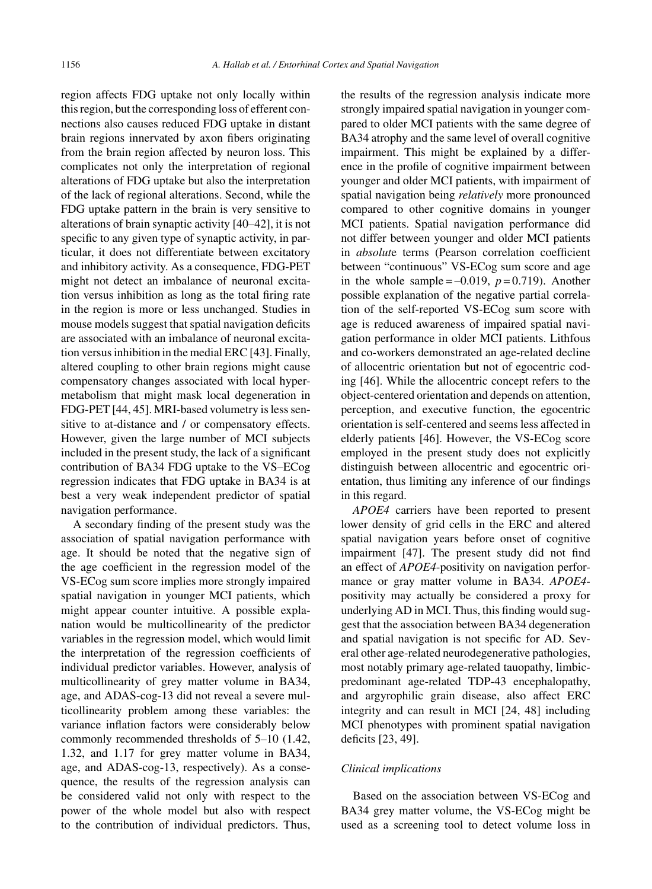region affects FDG uptake not only locally within this region, but the corresponding loss of efferent connections also causes reduced FDG uptake in distant brain regions innervated by axon fibers originating from the brain region affected by neuron loss. This complicates not only the interpretation of regional alterations of FDG uptake but also the interpretation of the lack of regional alterations. Second, while the FDG uptake pattern in the brain is very sensitive to alterations of brain synaptic activity [40–42], it is not specific to any given type of synaptic activity, in particular, it does not differentiate between excitatory and inhibitory activity. As a consequence, FDG-PET might not detect an imbalance of neuronal excitation versus inhibition as long as the total firing rate in the region is more or less unchanged. Studies in mouse models suggest that spatial navigation deficits are associated with an imbalance of neuronal excitation versus inhibition in the medial ERC [43]. Finally, altered coupling to other brain regions might cause compensatory changes associated with local hypermetabolism that might mask local degeneration in FDG-PET [44, 45]. MRI-based volumetry is less sensitive to at-distance and / or compensatory effects. However, given the large number of MCI subjects included in the present study, the lack of a significant contribution of BA34 FDG uptake to the VS–ECog regression indicates that FDG uptake in BA34 is at best a very weak independent predictor of spatial navigation performance.

A secondary finding of the present study was the association of spatial navigation performance with age. It should be noted that the negative sign of the age coefficient in the regression model of the VS-ECog sum score implies more strongly impaired spatial navigation in younger MCI patients, which might appear counter intuitive. A possible explanation would be multicollinearity of the predictor variables in the regression model, which would limit the interpretation of the regression coefficients of individual predictor variables. However, analysis of multicollinearity of grey matter volume in BA34, age, and ADAS-cog-13 did not reveal a severe multicollinearity problem among these variables: the variance inflation factors were considerably below commonly recommended thresholds of 5–10 (1.42, 1.32, and 1.17 for grey matter volume in BA34, age, and ADAS-cog-13, respectively). As a consequence, the results of the regression analysis can be considered valid not only with respect to the power of the whole model but also with respect to the contribution of individual predictors. Thus, the results of the regression analysis indicate more strongly impaired spatial navigation in younger compared to older MCI patients with the same degree of BA34 atrophy and the same level of overall cognitive impairment. This might be explained by a difference in the profile of cognitive impairment between younger and older MCI patients, with impairment of spatial navigation being *relatively* more pronounced compared to other cognitive domains in younger MCI patients. Spatial navigation performance did not differ between younger and older MCI patients in *absolute* terms (Pearson correlation coefficient between "continuous" VS-ECog sum score and age in the whole sample = $-0.019$, $p = 0.719$). Another possible explanation of the negative partial correlation of the self-reported VS-ECog sum score with age is reduced awareness of impaired spatial navigation performance in older MCI patients. Lithfous and co-workers demonstrated an age-related decline of allocentric orientation but not of egocentric coding [46]. While the allocentric concept refers to the object-centered orientation and depends on attention, perception, and executive function, the egocentric orientation is self-centered and seems less affected in elderly patients [46]. However, the VS-ECog score employed in the present study does not explicitly distinguish between allocentric and egocentric orientation, thus limiting any inference of our findings in this regard.

*APOE4* carriers have been reported to present lower density of grid cells in the ERC and altered spatial navigation years before onset of cognitive impairment [47]. The present study did not find an effect of *APOE4*-positivity on navigation performance or gray matter volume in BA34. *APOE4*-positivity may actually be considered a proxy for underlying AD in MCI. Thus, this finding would suggest that the association between BA34 degeneration and spatial navigation is not specific for AD. Several other age-related neurodegenerative pathologies, most notably primary age-related tauopathy, limbic-predominant age-related TDP-43 encephalopathy, and argyrophilic grain disease, also affect ERC integrity and can result in MCI [24, 48] including MCI phenotypes with prominent spatial navigation deficits [23, 49].

### *Clinical implications*

Based on the association between VS-ECog and BA34 grey matter volume, the VS-ECog might be used as a screening tool to detect volume loss in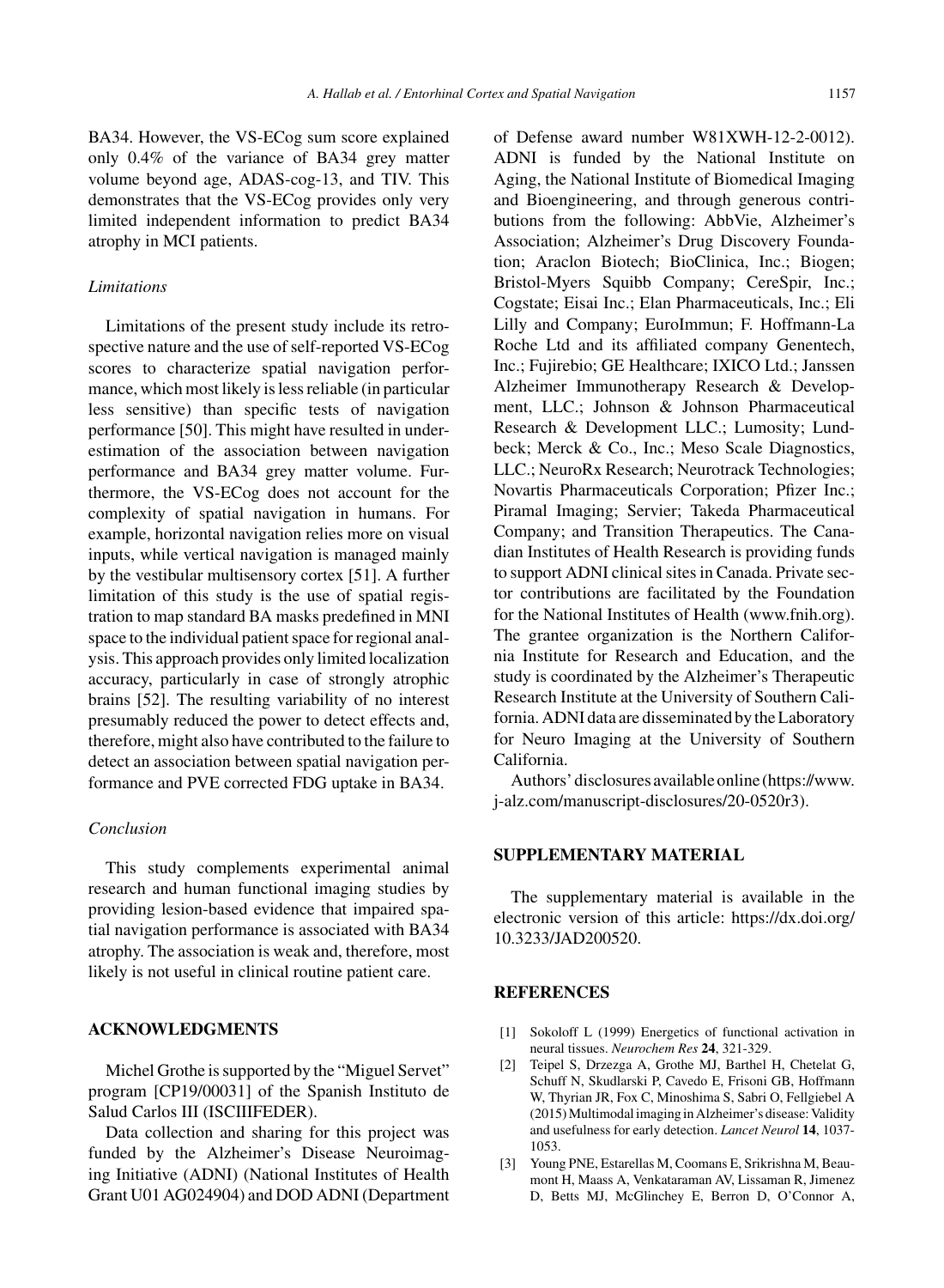BA34. However, the VS-ECog sum score explained only 0.4% of the variance of BA34 grey matter volume beyond age, ADAS-cog-13, and TIV. This demonstrates that the VS-ECog provides only very limited independent information to predict BA34 atrophy in MCI patients.

### *Limitations*

Limitations of the present study include its retrospective nature and the use of self-reported VS-ECog scores to characterize spatial navigation performance, which most likely is less reliable (in particular less sensitive) than specific tests of navigation performance [50]. This might have resulted in underestimation of the association between navigation performance and BA34 grey matter volume. Furthermore, the VS-ECog does not account for the complexity of spatial navigation in humans. For example, horizontal navigation relies more on visual inputs, while vertical navigation is managed mainly by the vestibular multisensory cortex [51]. A further limitation of this study is the use of spatial registration to map standard BA masks predefined in MNI space to the individual patient space for regional analysis. This approach provides only limited localization accuracy, particularly in case of strongly atrophic brains [52]. The resulting variability of no interest presumably reduced the power to detect effects and, therefore, might also have contributed to the failure to detect an association between spatial navigation performance and PVE corrected FDG uptake in BA34.

### *Conclusion*

This study complements experimental animal research and human functional imaging studies by providing lesion-based evidence that impaired spatial navigation performance is associated with BA34 atrophy. The association is weak and, therefore, most likely is not useful in clinical routine patient care.

## ACKNOWLEDGMENTS

Michel Grothe is supported by the "Miguel Servet" program [CP19/00031] of the Spanish Instituto de Salud Carlos III (ISCIIIFEDER).

Data collection and sharing for this project was funded by the Alzheimer's Disease Neuroimaging Initiative (ADNI) (National Institutes of Health Grant U01 AG024904) and DOD ADNI (Department of Defense award number W81XWH-12-2-0012). ADNI is funded by the National Institute on Aging, the National Institute of Biomedical Imaging and Bioengineering, and through generous contributions from the following: AbbVie, Alzheimer's Association; Alzheimer's Drug Discovery Foundation; Araclon Biotech; BioClinica, Inc.; Biogen; Bristol-Myers Squibb Company; CereSpir, Inc.; Cogstate; Eisai Inc.; Elan Pharmaceuticals, Inc.; Eli Lilly and Company; EuroImmun; F. Hoffmann-La Roche Ltd and its affiliated company Genentech, Inc.; Fujirebio; GE Healthcare; IXICO Ltd.; Janssen Alzheimer Immunotherapy Research & Development, LLC.; Johnson & Johnson Pharmaceutical Research & Development LLC.; Lumosity; Lundbeck; Merck & Co., Inc.; Meso Scale Diagnostics, LLC.; NeuroRx Research; Neurotrack Technologies; Novartis Pharmaceuticals Corporation; Pfizer Inc.; Piramal Imaging; Servier; Takeda Pharmaceutical Company; and Transition Therapeutics. The Canadian Institutes of Health Research is providing funds to support ADNI clinical sites in Canada. Private sector contributions are facilitated by the Foundation for the National Institutes of Health (www.fnih.org). The grantee organization is the Northern California Institute for Research and Education, and the study is coordinated by the Alzheimer's Therapeutic Research Institute at the University of Southern California. ADNI data are disseminated by the Laboratory for Neuro Imaging at the University of Southern California.

Authors' disclosures available online (https://www.j-alz.com/manuscript-disclosures/20-0520r3).

## SUPPLEMENTARY MATERIAL

The supplementary material is available in the electronic version of this article: https://dx.doi.org/10.3233/JAD200520.

## REFERENCES

[1] Sokoloff L (1999) Energetics of functional activation in neural tissues. *Neurochem Res* **24**, 321-329.

[2] Teipel S, Drzezga A, Grothe MJ, Barthel H, Chetelat G, Schuff N, Skudlarski P, Cavedo E, Frisoni GB, Hoffmann W, Thyrian JR, Fox C, Minoshima S, Sabri O, Fellgiebel A (2015) Multimodal imaging in Alzheimer's disease: Validity and usefulness for early detection. *Lancet Neurol* **14**, 1037-1053.

[3] Young PNE, Estarellas M, Coomans E, Srikrishna M, Beaumont H, Maass A, Venkataraman AV, Lissaman R, Jimenez D, Betts MJ, McGlinchey E, Berron D, O'Connor A,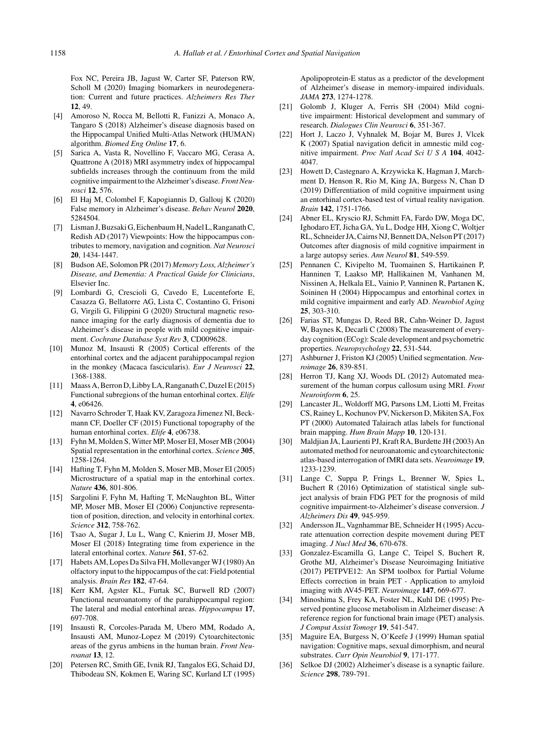Fox NC, Pereira JB, Jagust W, Carter SF, Paterson RW, Scholl M (2020) Imaging biomarkers in neurodegeneration: Current and future practices. *Alzheimers Res Ther* **12**, 49.

[4] Amoroso N, Rocca M, Bellotti R, Fanizzi A, Monaco A, Tangaro S (2018) Alzheimer's disease diagnosis based on the Hippocampal Unified Multi-Atlas Network (HUMAN) algorithm. *Biomed Eng Online* **17**, 6.

[5] Sarica A, Vasta R, Novellino F, Vaccaro MG, Cerasa A, Quattrone A (2018) MRI asymmetry index of hippocampal subfields increases through the continuum from the mild cognitive impairment to the Alzheimer's disease. *Front Neurosci* **12**, 576.

[6] El Haj M, Colombel F, Kapogiannis D, Gallouj K (2020) False memory in Alzheimer's disease. *Behav Neurol* **2020**, 5284504.

[7] Lisman J, Buzsaki G, Eichenbaum H, Nadel L, Ranganath C, Redish AD (2017) Viewpoints: How the hippocampus contributes to memory, navigation and cognition. *Nat Neurosci* **20**, 1434-1447.

[8] Budson AE, Solomon PR (2017) *Memory Loss, Alzheimer's Disease, and Dementia: A Practical Guide for Clinicians*, Elsevier Inc.

[9] Lombardi G, Crescioli G, Cavedo E, Lucenteforte E, Casazza G, Bellatorre AG, Lista C, Costantino G, Frisoni G, Virgili G, Filippini G (2020) Structural magnetic resonance imaging for the early diagnosis of dementia due to Alzheimer's disease in people with mild cognitive impairment. *Cochrane Database Syst Rev* **3**, CD009628.

[10] Munoz M, Insausti R (2005) Cortical efferents of the entorhinal cortex and the adjacent parahippocampal region in the monkey (Macaca fascicularis). *Eur J Neurosci* **22**, 1368-1388.

[11] Maass A, Berron D, Libby LA, Ranganath C, Duzel E (2015) Functional subregions of the human entorhinal cortex. *Elife* **4**, e06426.

[12] Navarro Schroder T, Haak KV, Zaragoza Jimenez NI, Beckmann CF, Doeller CF (2015) Functional topography of the human entorhinal cortex. *Elife* **4**, e06738.

[13] Fyhn M, Molden S, Witter MP, Moser EI, Moser MB (2004) Spatial representation in the entorhinal cortex. *Science* **305**, 1258-1264.

[14] Hafting T, Fyhn M, Molden S, Moser MB, Moser EI (2005) Microstructure of a spatial map in the entorhinal cortex. *Nature* **436**, 801-806.

[15] Sargolini F, Fyhn M, Hafting T, McNaughton BL, Witter MP, Moser MB, Moser EI (2006) Conjunctive representation of position, direction, and velocity in entorhinal cortex. *Science* **312**, 758-762.

[16] Tsao A, Sugar J, Lu L, Wang C, Knierim JJ, Moser MB, Moser EI (2018) Integrating time from experience in the lateral entorhinal cortex. *Nature* **561**, 57-62.

[17] Habets AM, Lopes Da Silva FH, Mollevanger WJ (1980) An olfactory input to the hippocampus of the cat: Field potential analysis. *Brain Res* **182**, 47-64.

[18] Kerr KM, Agster KL, Furtak SC, Burwell RD (2007) Functional neuroanatomy of the parahippocampal region: The lateral and medial entorhinal areas. *Hippocampus* **17**, 697-708.

[19] Insausti R, Corcoles-Parada M, Ubero MM, Rodado A, Insausti AM, Munoz-Lopez M (2019) Cytoarchitectonic areas of the gyrus ambiens in the human brain. *Front Neuroanat* **13**, 12.

[20] Petersen RC, Smith GE, Ivnik RJ, Tangalos EG, Schaid DJ, Thibodeau SN, Kokmen E, Waring SC, Kurland LT (1995) Apolipoprotein-E status as a predictor of the development of Alzheimer's disease in memory-impaired individuals. *JAMA* **273**, 1274-1278.

[21] Golomb J, Kluger A, Ferris SH (2004) Mild cognitive impairment: Historical development and summary of research. *Dialogues Clin Neurosci* **6**, 351-367.

[22] Hort J, Laczo J, Vyhnalek M, Bojar M, Bures J, Vlcek K (2007) Spatial navigation deficit in amnestic mild cognitive impairment. *Proc Natl Acad Sci U S A* **104**, 4042-4047.

[23] Howett D, Castegnaro A, Krzywicka K, Hagman J, Marchment D, Henson R, Rio M, King JA, Burgess N, Chan D (2019) Differentiation of mild cognitive impairment using an entorhinal cortex-based test of virtual reality navigation. *Brain* **142**, 1751-1766.

[24] Abner EL, Kryscio RJ, Schmitt FA, Fardo DW, Moga DC, Ighodaro ET, Jicha GA, Yu L, Dodge HH, Xiong C, Woltjer RL, Schneider JA, Cairns NJ, Bennett DA, Nelson PT (2017) Outcomes after diagnosis of mild cognitive impairment in a large autopsy series. *Ann Neurol* **81**, 549-559.

[25] Pennanen C, Kivipelto M, Tuomainen S, Hartikainen P, Hanninen T, Laakso MP, Hallikainen M, Vanhanen M, Nissinen A, Helkala EL, Vainio P, Vanninen R, Partanen K, Soininen H (2004) Hippocampus and entorhinal cortex in mild cognitive impairment and early AD. *Neurobiol Aging* **25**, 303-310.

[26] Farias ST, Mungas D, Reed BR, Cahn-Weiner D, Jagust W, Baynes K, Decarli C (2008) The measurement of everyday cognition (ECog): Scale development and psychometric properties. *Neuropsychology* **22**, 531-544.

[27] Ashburner J, Friston KJ (2005) Unified segmentation. *Neuroimage* **26**, 839-851.

[28] Herron TJ, Kang XJ, Woods DL (2012) Automated measurement of the human corpus callosum using MRI. *Front Neuroinform* **6**, 25.

[29] Lancaster JL, Woldorff MG, Parsons LM, Liotti M, Freitas CS, Rainey L, Kochunov PV, Nickerson D, Mikiten SA, Fox PT (2000) Automated Talairach atlas labels for functional brain mapping. *Hum Brain Mapp* **10**, 120-131.

[30] Maldjian JA, Laurienti PJ, Kraft RA, Burdette JH (2003) An automated method for neuroanatomic and cytoarchitectonic atlas-based interrogation of fMRI data sets. *Neuroimage* **19**, 1233-1239.

[31] Lange C, Suppa P, Frings L, Brenner W, Spies L, Buchert R (2016) Optimization of statistical single subject analysis of brain FDG PET for the prognosis of mild cognitive impairment-to-Alzheimer's disease conversion. *J Alzheimers Dis* **49**, 945-959.

[32] Andersson JL, Vagnhammar BE, Schneider H (1995) Accurate attenuation correction despite movement during PET imaging. *J Nucl Med* **36**, 670-678.

[33] Gonzalez-Escamilla G, Lange C, Teipel S, Buchert R, Grothe MJ, Alzheimer's Disease Neuroimaging Initiative (2017) PETPVE12: An SPM toolbox for Partial Volume Effects correction in brain PET - Application to amyloid imaging with AV45-PET. *Neuroimage* **147**, 669-677.

[34] Minoshima S, Frey KA, Foster NL, Kuhl DE (1995) Preserved pontine glucose metabolism in Alzheimer disease: A reference region for functional brain image (PET) analysis. *J Comput Assist Tomogr* **19**, 541-547.

[35] Maguire EA, Burgess N, O'Keefe J (1999) Human spatial navigation: Cognitive maps, sexual dimorphism, and neural substrates. *Curr Opin Neurobiol* **9**, 171-177.

[36] Selkoe DJ (2002) Alzheimer's disease is a synaptic failure. *Science* **298**, 789-791.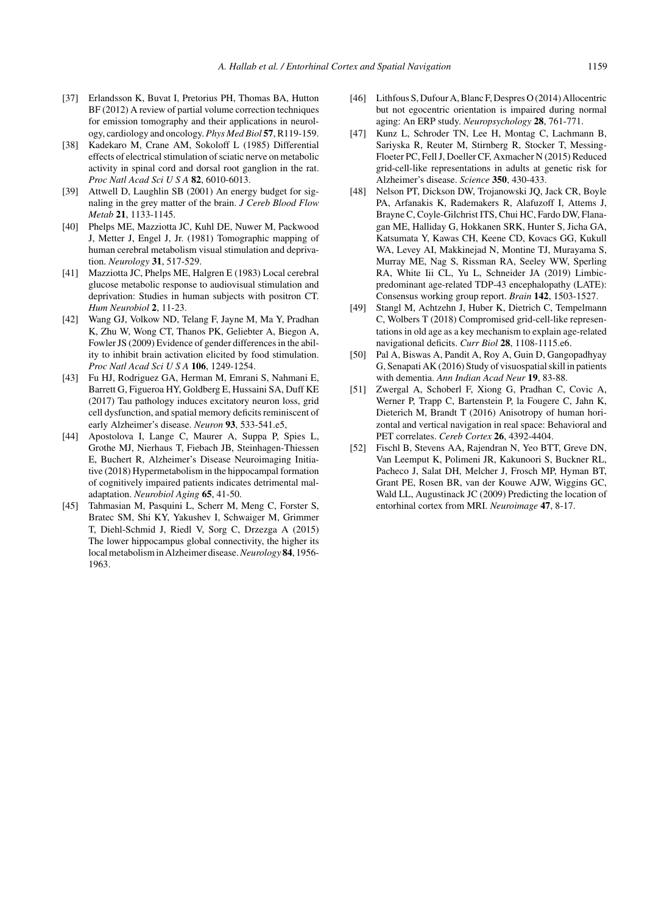[37] Erlandsson K, Buvat I, Pretorius PH, Thomas BA, Hutton BF (2012) A review of partial volume correction techniques for emission tomography and their applications in neurology, cardiology and oncology. *Phys Med Biol* **57**, R119-159.

[38] Kadekaro M, Crane AM, Sokoloff L (1985) Differential effects of electrical stimulation of sciatic nerve on metabolic activity in spinal cord and dorsal root ganglion in the rat. *Proc Natl Acad Sci U S A* **82**, 6010-6013.

[39] Attwell D, Laughlin SB (2001) An energy budget for signaling in the grey matter of the brain. *J Cereb Blood Flow Metab* **21**, 1133-1145.

[40] Phelps ME, Mazziotta JC, Kuhl DE, Nuwer M, Packwood J, Metter J, Engel J, Jr. (1981) Tomographic mapping of human cerebral metabolism visual stimulation and deprivation. *Neurology* **31**, 517-529.

[41] Mazziotta JC, Phelps ME, Halgren E (1983) Local cerebral glucose metabolic response to audiovisual stimulation and deprivation: Studies in human subjects with positron CT. *Hum Neurobiol* **2**, 11-23.

[42] Wang GJ, Volkow ND, Telang F, Jayne M, Ma Y, Pradhan K, Zhu W, Wong CT, Thanos PK, Geliebter A, Biegon A, Fowler JS (2009) Evidence of gender differences in the ability to inhibit brain activation elicited by food stimulation. *Proc Natl Acad Sci U S A* **106**, 1249-1254.

[43] Fu HJ, Rodriguez GA, Herman M, Emrani S, Nahmani E, Barrett G, Figueroa HY, Goldberg E, Hussaini SA, Duff KE (2017) Tau pathology induces excitatory neuron loss, grid cell dysfunction, and spatial memory deficits reminiscent of early Alzheimer's disease. *Neuron* **93**, 533-541.e5,

[44] Apostolova I, Lange C, Maurer A, Suppa P, Spies L, Grothe MJ, Nierhaus T, Fiebach JB, Steinhagen-Thiessen E, Buchert R, Alzheimer's Disease Neuroimaging Initiative (2018) Hypermetabolism in the hippocampal formation of cognitively impaired patients indicates detrimental maladaptation. *Neurobiol Aging* **65**, 41-50.

[45] Tahmasian M, Pasquini L, Scherr M, Meng C, Forster S, Bratec SM, Shi KY, Yakushev I, Schwaiger M, Grimmer T, Diehl-Schmid J, Riedl V, Sorg C, Drzezga A (2015) The lower hippocampus global connectivity, the higher its local metabolism in Alzheimer disease. *Neurology* **84**, 1956-1963.

[46] Lithfous S, Dufour A, Blanc F, Despres O (2014) Allocentric but not egocentric orientation is impaired during normal aging: An ERP study. *Neuropsychology* **28**, 761-771.

[47] Kunz L, Schroder TN, Lee H, Montag C, Lachmann B, Sariyska R, Reuter M, Stirnberg R, Stocker T, Messing-Floeter PC, Fell J, Doeller CF, Axmacher N (2015) Reduced grid-cell-like representations in adults at genetic risk for Alzheimer's disease. *Science* **350**, 430-433.

[48] Nelson PT, Dickson DW, Trojanowski JQ, Jack CR, Boyle PA, Arfanakis K, Rademakers R, Alafuzoff I, Attems J, Brayne C, Coyle-Gilchrist ITS, Chui HC, Fardo DW, Flanagan ME, Halliday G, Hokkanen SRK, Hunter S, Jicha GA, Katsumata Y, Kawas CH, Keene CD, Kovacs GG, Kukull WA, Levey AI, Makkinejad N, Montine TJ, Murayama S, Murray ME, Nag S, Rissman RA, Seeley WW, Sperling RA, White Iii CL, Yu L, Schneider JA (2019) Limbic-predominant age-related TDP-43 encephalopathy (LATE): Consensus working group report. *Brain* **142**, 1503-1527.

[49] Stangl M, Achtzehn J, Huber K, Dietrich C, Tempelmann C, Wolbers T (2018) Compromised grid-cell-like representations in old age as a key mechanism to explain age-related navigational deficits. *Curr Biol* **28**, 1108-1115.e6.

[50] Pal A, Biswas A, Pandit A, Roy A, Guin D, Gangopadhyay G, Senapati AK (2016) Study of visuospatial skill in patients with dementia. *Ann Indian Acad Neur* **19**, 83-88.

[51] Zwergal A, Schoberl F, Xiong G, Pradhan C, Covic A, Werner P, Trapp C, Bartenstein P, la Fougere C, Jahn K, Dieterich M, Brandt T (2016) Anisotropy of human horizontal and vertical navigation in real space: Behavioral and PET correlates. *Cereb Cortex* **26**, 4392-4404.

[52] Fischl B, Stevens AA, Rajendran N, Yeo BTT, Greve DN, Van Leemput K, Polimeni JR, Kakunoori S, Buckner RL, Pacheco J, Salat DH, Melcher J, Frosch MP, Hyman BT, Grant PE, Rosen BR, van der Kouwe AJW, Wiggins GC, Wald LL, Augustinack JC (2009) Predicting the location of entorhinal cortex from MRI. *Neuroimage* **47**, 8-17.